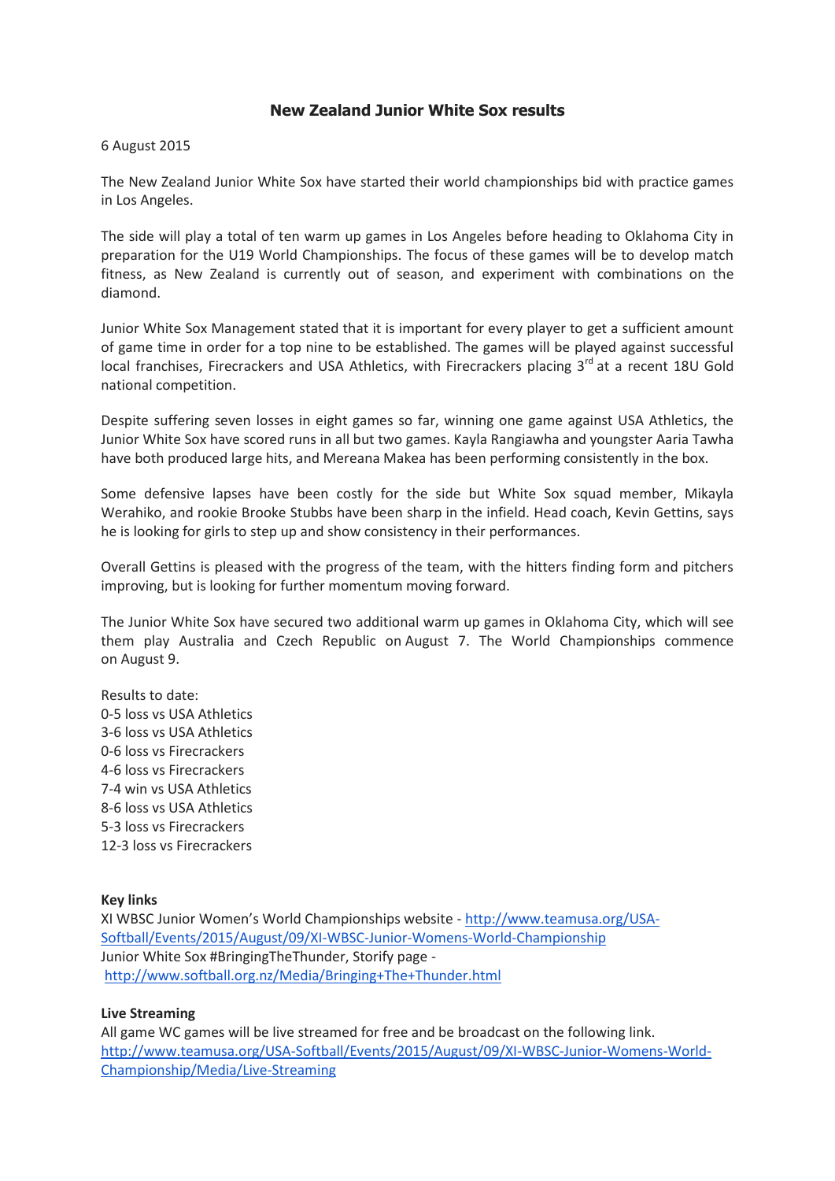# New Zealand Junior White Sox results

6 August 2015

The New Zealand Junior White Sox have started their world championships bid with practice games in Los Angeles.

The side will play a total of ten warm up games in Los Angeles before heading to Oklahoma City in preparation for the U19 World Championships. The focus of these games will be to develop match fitness, as New Zealand is currently out of season, and experiment with combinations on the diamond.

Junior White Sox Management stated that it is important for every player to get a sufficient amount of game time in order for a top nine to be established. The games will be played against successful local franchises, Firecrackers and USA Athletics, with Firecrackers placing 3rd at a recent 18U Gold national competition.

Despite suffering seven losses in eight games so far, winning one game against USA Athletics, the Junior White Sox have scored runs in all but two games. Kayla Rangiawha and youngster Aaria Tawha have both produced large hits, and Mereana Makea has been performing consistently in the box.

Some defensive lapses have been costly for the side but White Sox squad member, Mikayla Werahiko, and rookie Brooke Stubbs have been sharp in the infield. Head coach, Kevin Gettins, says he is looking for girls to step up and show consistency in their performances.

Overall Gettins is pleased with the progress of the team, with the hitters finding form and pitchers improving, but is looking for further momentum moving forward.

The Junior White Sox have secured two additional warm up games in Oklahoma City, which will see them play Australia and Czech Republic on August 7. The World Championships commence on August 9.

Results to date:
0-5 loss vs USA Athletics
3-6 loss vs USA Athletics
0-6 loss vs Firecrackers
4-6 loss vs Firecrackers
7-4 win vs USA Athletics
8-6 loss vs USA Athletics
5-3 loss vs Firecrackers
12-3 loss vs Firecrackers

**Key links**
XI WBSC Junior Women's World Championships website - http://www.teamusa.org/USA-Softball/Events/2015/August/09/XI-WBSC-Junior-Womens-World-Championship
Junior White Sox #BringingTheThunder, Storify page - http://www.softball.org.nz/Media/Bringing+The+Thunder.html

**Live Streaming**
All game WC games will be live streamed for free and be broadcast on the following link.
http://www.teamusa.org/USA-Softball/Events/2015/August/09/XI-WBSC-Junior-Womens-World-Championship/Media/Live-Streaming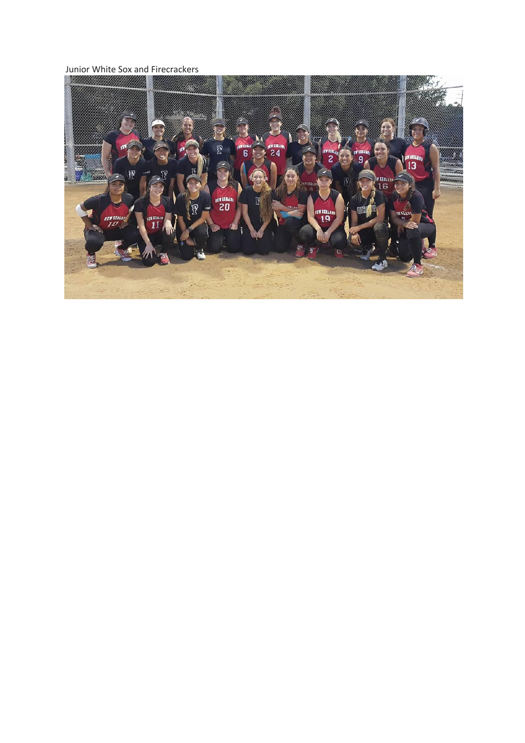Junior White Sox and Firecrackers